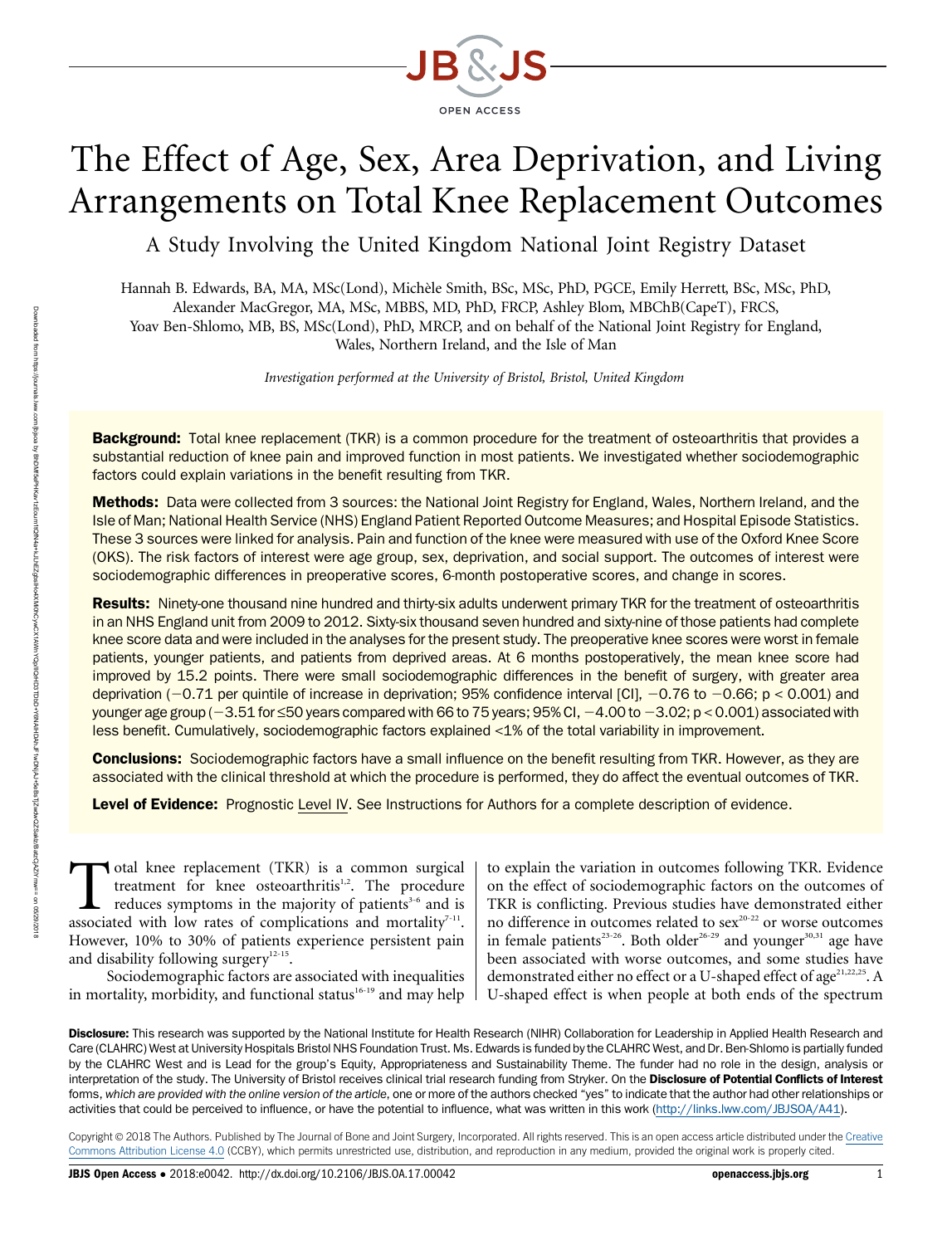# The Effect of Age, Sex, Area Deprivation, and Living Arrangements on Total Knee Replacement Outcomes

## A Study Involving the United Kingdom National Joint Registry Dataset

Hannah B. Edwards, BA, MA, MSc(Lond), Michèle Smith, BSc, MSc, PhD, PGCE, Emily Herrett, BSc, MSc, PhD, Alexander MacGregor, MA, MSc, MBBS, MD, PhD, FRCP, Ashley Blom, MBChB(CapeT), FRCS, Yoav Ben-Shlomo, MB, BS, MSc(Lond), PhD, MRCP, and on behalf of the National Joint Registry for England, Wales, Northern Ireland, and the Isle of Man

*Investigation performed at the University of Bristol, Bristol, United Kingdom*

**Background:** Total knee replacement (TKR) is a common procedure for the treatment of osteoarthritis that provides a substantial reduction of knee pain and improved function in most patients. We investigated whether sociodemographic factors could explain variations in the benefit resulting from TKR.

**Methods:** Data were collected from 3 sources: the National Joint Registry for England, Wales, Northern Ireland, and the Isle of Man; National Health Service (NHS) England Patient Reported Outcome Measures; and Hospital Episode Statistics. These 3 sources were linked for analysis. Pain and function of the knee were measured with use of the Oxford Knee Score (OKS). The risk factors of interest were age group, sex, deprivation, and social support. The outcomes of interest were sociodemographic differences in preoperative scores, 6-month postoperative scores, and change in scores.

**Results:** Ninety-one thousand nine hundred and thirty-six adults underwent primary TKR for the treatment of osteoarthritis in an NHS England unit from 2009 to 2012. Sixty-six thousand seven hundred and sixty-nine of those patients had complete knee score data and were included in the analyses for the present study. The preoperative knee scores were worst in female patients, younger patients, and patients from deprived areas. At 6 months postoperatively, the mean knee score had improved by 15.2 points. There were small sociodemographic differences in the benefit of surgery, with greater area deprivation (−0.71 per quintile of increase in deprivation; 95% confidence interval [CI], −0.76 to −0.66; $p < 0.001$) and younger age group (−3.51 for ≤50 years compared with 66 to 75 years; 95% CI, −4.00 to −3.02; $p < 0.001$) associated with less benefit. Cumulatively, sociodemographic factors explained <1% of the total variability in improvement.

**Conclusions:** Sociodemographic factors have a small influence on the benefit resulting from TKR. However, as they are associated with the clinical threshold at which the procedure is performed, they do affect the eventual outcomes of TKR.

**Level of Evidence:** Prognostic Level IV. See Instructions for Authors for a complete description of evidence.

Total knee replacement (TKR) is a common surgical treatment for knee osteoarthritis[1,2]. The procedure reduces symptoms in the majority of patients[3-6] and is associated with low rates of complications and mortality[7-11]. However, 10% to 30% of patients experience persistent pain and disability following surgery[12-15].

Sociodemographic factors are associated with inequalities in mortality, morbidity, and functional status[16-19] and may help to explain the variation in outcomes following TKR. Evidence on the effect of sociodemographic factors on the outcomes of TKR is conflicting. Previous studies have demonstrated either no difference in outcomes related to sex[20-22] or worse outcomes in female patients[23-26]. Both older[26-29] and younger[30,31] age have been associated with worse outcomes, and some studies have demonstrated either no effect or a U-shaped effect of age[21,22,25]. A U-shaped effect is when people at both ends of the spectrum

**Disclosure:** This research was supported by the National Institute for Health Research (NIHR) Collaboration for Leadership in Applied Health Research and Care (CLAHRC) West at University Hospitals Bristol NHS Foundation Trust. Ms. Edwards is funded by the CLAHRC West, and Dr. Ben-Shlomo is partially funded by the CLAHRC West and is Lead for the group's Equity, Appropriateness and Sustainability Theme. The funder had no role in the design, analysis or interpretation of the study. The University of Bristol receives clinical trial research funding from Stryker. On the **Disclosure of Potential Conflicts of Interest** forms, *which are provided with the online version of the article*, one or more of the authors checked "yes" to indicate that the author had other relationships or activities that could be perceived to influence, or have the potential to influence, what was written in this work (http://links.lww.com/JBJSOA/A41).

Copyright © 2018 The Authors. Published by The Journal of Bone and Joint Surgery, Incorporated. All rights reserved. This is an open access article distributed under the Creative Commons Attribution License 4.0 (CCBY), which permits unrestricted use, distribution, and reproduction in any medium, provided the original work is properly cited.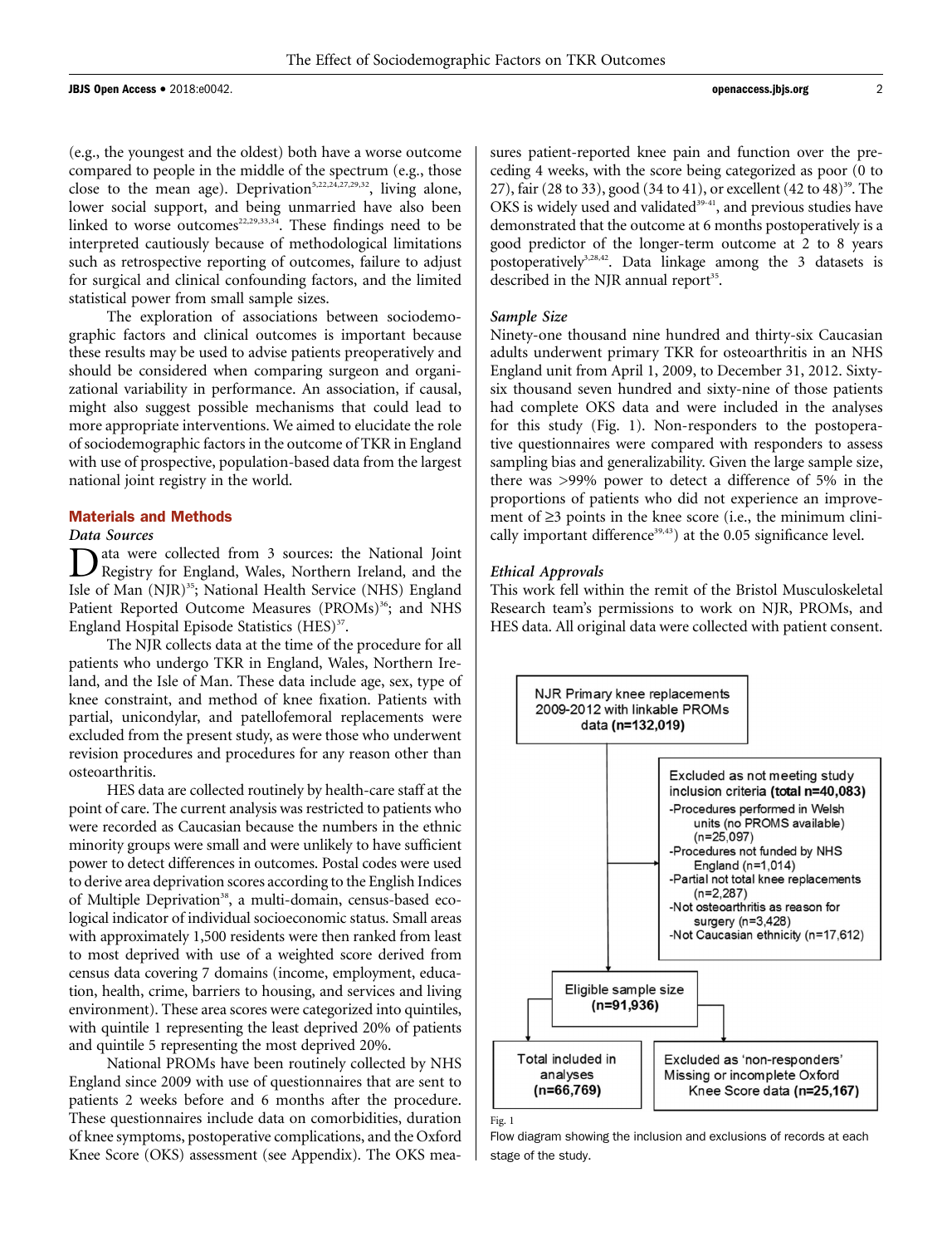(e.g., the youngest and the oldest) both have a worse outcome compared to people in the middle of the spectrum (e.g., those close to the mean age). Deprivation[5,22,24,27,29,32], living alone, lower social support, and being unmarried have also been linked to worse outcomes[22,29,33,34]. These findings need to be interpreted cautiously because of methodological limitations such as retrospective reporting of outcomes, failure to adjust for surgical and clinical confounding factors, and the limited statistical power from small sample sizes.

The exploration of associations between sociodemographic factors and clinical outcomes is important because these results may be used to advise patients preoperatively and should be considered when comparing surgeon and organizational variability in performance. An association, if causal, might also suggest possible mechanisms that could lead to more appropriate interventions. We aimed to elucidate the role of sociodemographic factors in the outcome of TKR in England with use of prospective, population-based data from the largest national joint registry in the world.

## Materials and Methods

### Data Sources

Data were collected from 3 sources: the National Joint Registry for England, Wales, Northern Ireland, and the Isle of Man (NJR)[35]; National Health Service (NHS) England Patient Reported Outcome Measures (PROMs)[36]; and NHS England Hospital Episode Statistics (HES)[37].

The NJR collects data at the time of the procedure for all patients who undergo TKR in England, Wales, Northern Ireland, and the Isle of Man. These data include age, sex, type of knee constraint, and method of knee fixation. Patients with partial, unicondylar, and patellofemoral replacements were excluded from the present study, as were those who underwent revision procedures and procedures for any reason other than osteoarthritis.

HES data are collected routinely by health-care staff at the point of care. The current analysis was restricted to patients who were recorded as Caucasian because the numbers in the ethnic minority groups were small and were unlikely to have sufficient power to detect differences in outcomes. Postal codes were used to derive area deprivation scores according to the English Indices of Multiple Deprivation[38], a multi-domain, census-based ecological indicator of individual socioeconomic status. Small areas with approximately 1,500 residents were then ranked from least to most deprived with use of a weighted score derived from census data covering 7 domains (income, employment, education, health, crime, barriers to housing, and services and living environment). These area scores were categorized into quintiles, with quintile 1 representing the least deprived 20% of patients and quintile 5 representing the most deprived 20%.

National PROMs have been routinely collected by NHS England since 2009 with use of questionnaires that are sent to patients 2 weeks before and 6 months after the procedure. These questionnaires include data on comorbidities, duration of knee symptoms, postoperative complications, and the Oxford Knee Score (OKS) assessment (see Appendix). The OKS measures patient-reported knee pain and function over the preceding 4 weeks, with the score being categorized as poor (0 to 27), fair (28 to 33), good (34 to 41), or excellent (42 to 48)[39]. The OKS is widely used and validated[39-41], and previous studies have demonstrated that the outcome at 6 months postoperatively is a good predictor of the longer-term outcome at 2 to 8 years postoperatively[3,28,42]. Data linkage among the 3 datasets is described in the NJR annual report[35].

### Sample Size

Ninety-one thousand nine hundred and thirty-six Caucasian adults underwent primary TKR for osteoarthritis in an NHS England unit from April 1, 2009, to December 31, 2012. Sixty-six thousand seven hundred and sixty-nine of those patients had complete OKS data and were included in the analyses for this study (Fig. 1). Non-responders to the postoperative questionnaires were compared with responders to assess sampling bias and generalizability. Given the large sample size, there was >99% power to detect a difference of 5% in the proportions of patients who did not experience an improvement of ≥3 points in the knee score (i.e., the minimum clinically important difference[39,43]) at the 0.05 significance level.

### Ethical Approvals

This work fell within the remit of the Bristol Musculoskeletal Research team's permissions to work on NJR, PROMs, and HES data. All original data were collected with patient consent.

NJR Primary knee replacements 2009-2012 with linkable PROMs data **(n=132,019)**

Excluded as not meeting study inclusion criteria **(total n=40,083)**
- Procedures performed in Welsh units (no PROMS available) (n=25,097)
- Procedures not funded by NHS England (n=1,014)
- Partial not total knee replacements (n=2,287)
- Not osteoarthritis as reason for surgery (n=3,428)
- Not Caucasian ethnicity (n=17,612)

Eligible sample size **(n=91,936)**

Total included in analyses **(n=66,769)**

Excluded as 'non-responders' Missing or incomplete Oxford Knee Score data **(n=25,167)**

Fig. 1

Flow diagram showing the inclusion and exclusions of records at each stage of the study.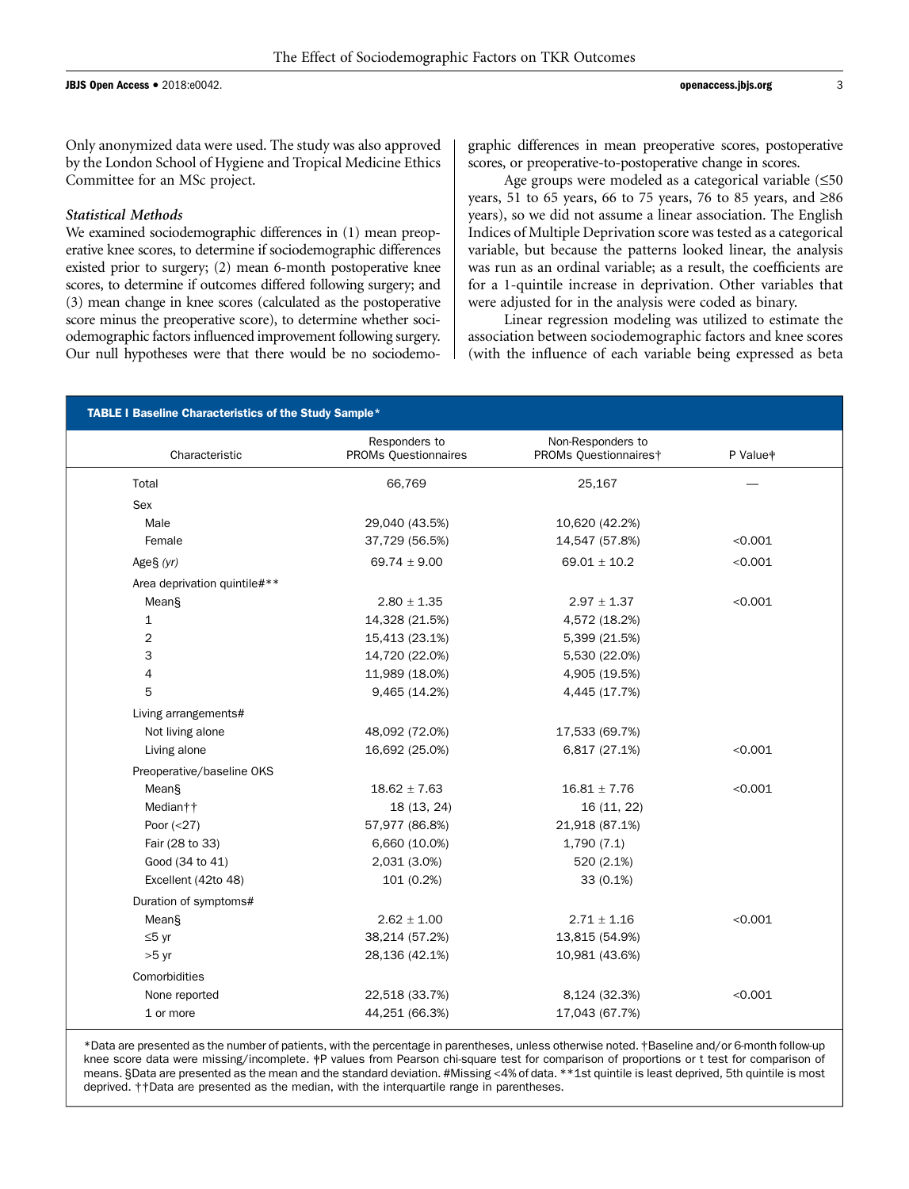Only anonymized data were used. The study was also approved by the London School of Hygiene and Tropical Medicine Ethics Committee for an MSc project.

### *Statistical Methods*

We examined sociodemographic differences in (1) mean preoperative knee scores, to determine if sociodemographic differences existed prior to surgery; (2) mean 6-month postoperative knee scores, to determine if outcomes differed following surgery; and (3) mean change in knee scores (calculated as the postoperative score minus the preoperative score), to determine whether sociodemographic factors influenced improvement following surgery. Our null hypotheses were that there would be no sociodemographic differences in mean preoperative scores, postoperative scores, or preoperative-to-postoperative change in scores.

Age groups were modeled as a categorical variable (≤50 years, 51 to 65 years, 66 to 75 years, 76 to 85 years, and ≥86 years), so we did not assume a linear association. The English Indices of Multiple Deprivation score was tested as a categorical variable, but because the patterns looked linear, the analysis was run as an ordinal variable; as a result, the coefficients are for a 1-quintile increase in deprivation. Other variables that were adjusted for in the analysis were coded as binary.

Linear regression modeling was utilized to estimate the association between sociodemographic factors and knee scores (with the influence of each variable being expressed as beta

**TABLE I Baseline Characteristics of the Study Sample***

| Characteristic | Responders to PROMs Questionnaires | Non-Responders to PROMs Questionnaires† | P Value‡ |
|---|---|---|---|
| Total | 66,769 | 25,167 | — |
| Sex | | | |
| Male | 29,040 (43.5%) | 10,620 (42.2%) | |
| Female | 37,729 (56.5%) | 14,547 (57.8%) | <0.001 |
| Age§ *(yr)* | 69.74 ± 9.00 | 69.01 ± 10.2 | <0.001 |
| Area deprivation quintile#** | | | |
| Mean§ | 2.80 ± 1.35 | 2.97 ± 1.37 | <0.001 |
| 1 | 14,328 (21.5%) | 4,572 (18.2%) | |
| 2 | 15,413 (23.1%) | 5,399 (21.5%) | |
| 3 | 14,720 (22.0%) | 5,530 (22.0%) | |
| 4 | 11,989 (18.0%) | 4,905 (19.5%) | |
| 5 | 9,465 (14.2%) | 4,445 (17.7%) | |
| Living arrangements# | | | |
| Not living alone | 48,092 (72.0%) | 17,533 (69.7%) | |
| Living alone | 16,692 (25.0%) | 6,817 (27.1%) | <0.001 |
| Preoperative/baseline OKS | | | |
| Mean§ | 18.62 ± 7.63 | 16.81 ± 7.76 | <0.001 |
| Median†† | 18 (13, 24) | 16 (11, 22) | |
| Poor (<27) | 57,977 (86.8%) | 21,918 (87.1%) | |
| Fair (28 to 33) | 6,660 (10.0%) | 1,790 (7.1) | |
| Good (34 to 41) | 2,031 (3.0%) | 520 (2.1%) | |
| Excellent (42to 48) | 101 (0.2%) | 33 (0.1%) | |
| Duration of symptoms# | | | |
| Mean§ | 2.62 ± 1.00 | 2.71 ± 1.16 | <0.001 |
| ≤5 yr | 38,214 (57.2%) | 13,815 (54.9%) | |
| >5 yr | 28,136 (42.1%) | 10,981 (43.6%) | |
| Comorbidities | | | |
| None reported | 22,518 (33.7%) | 8,124 (32.3%) | <0.001 |
| 1 or more | 44,251 (66.3%) | 17,043 (67.7%) | |

*Data are presented as the number of patients, with the percentage in parentheses, unless otherwise noted. †Baseline and/or 6-month follow-up knee score data were missing/incomplete. ‡P values from Pearson chi-square test for comparison of proportions or t test for comparison of means. §Data are presented as the mean and the standard deviation. #Missing <4% of data. **1st quintile is least deprived, 5th quintile is most deprived. ††Data are presented as the median, with the interquartile range in parentheses.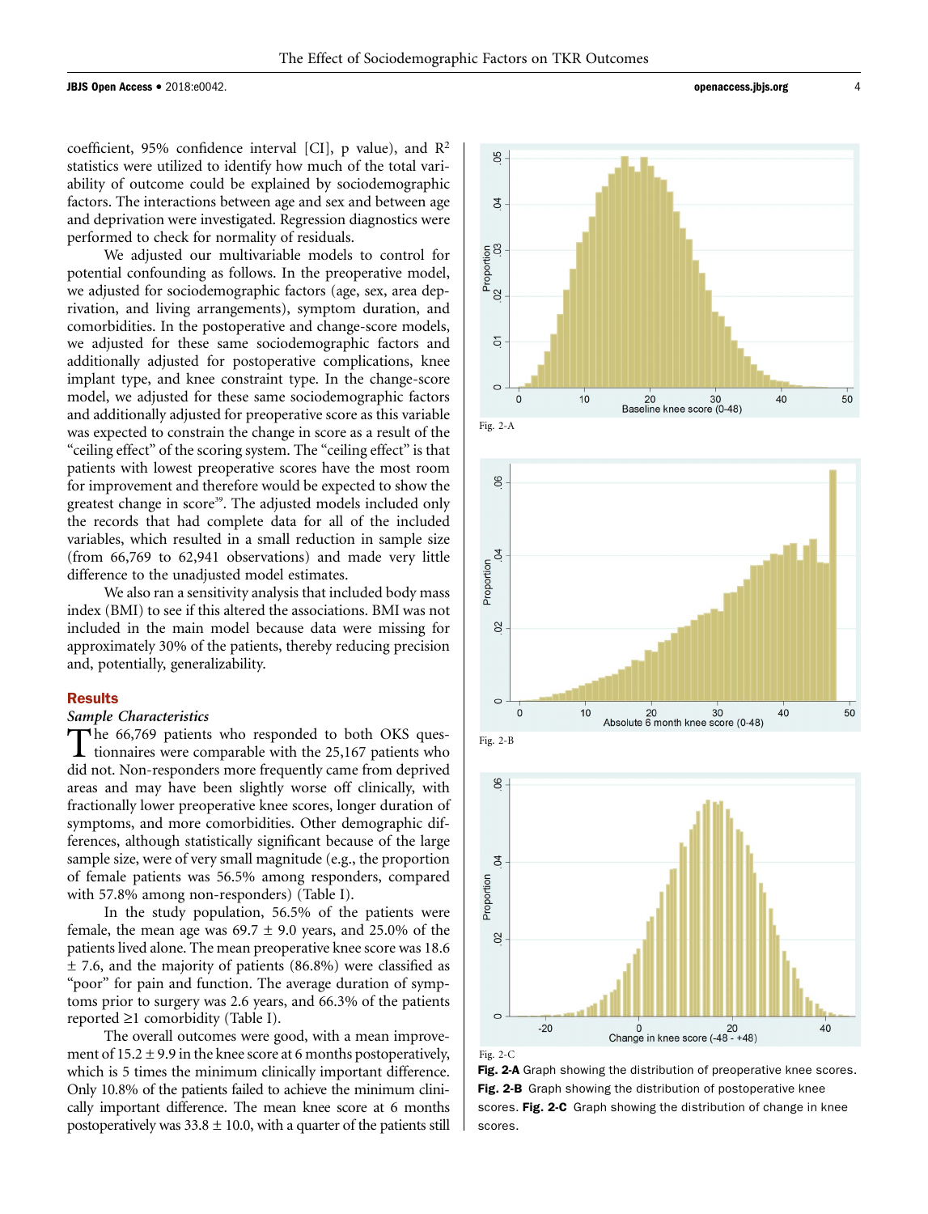coefficient, 95% confidence interval [CI], p value), and $R^2$ statistics were utilized to identify how much of the total variability of outcome could be explained by sociodemographic factors. The interactions between age and sex and between age and deprivation were investigated. Regression diagnostics were performed to check for normality of residuals.

We adjusted our multivariable models to control for potential confounding as follows. In the preoperative model, we adjusted for sociodemographic factors (age, sex, area deprivation, and living arrangements), symptom duration, and comorbidities. In the postoperative and change-score models, we adjusted for these same sociodemographic factors and additionally adjusted for postoperative complications, knee implant type, and knee constraint type. In the change-score model, we adjusted for these same sociodemographic factors and additionally adjusted for preoperative score as this variable was expected to constrain the change in score as a result of the "ceiling effect" of the scoring system. The "ceiling effect" is that patients with lowest preoperative scores have the most room for improvement and therefore would be expected to show the greatest change in score[39]. The adjusted models included only the records that had complete data for all of the included variables, which resulted in a small reduction in sample size (from 66,769 to 62,941 observations) and made very little difference to the unadjusted model estimates.

We also ran a sensitivity analysis that included body mass index (BMI) to see if this altered the associations. BMI was not included in the main model because data were missing for approximately 30% of the patients, thereby reducing precision and, potentially, generalizability.

## Results

### *Sample Characteristics*

The 66,769 patients who responded to both OKS questionnaires were comparable with the 25,167 patients who did not. Non-responders more frequently came from deprived areas and may have been slightly worse off clinically, with fractionally lower preoperative knee scores, longer duration of symptoms, and more comorbidities. Other demographic differences, although statistically significant because of the large sample size, were of very small magnitude (e.g., the proportion of female patients was 56.5% among responders, compared with 57.8% among non-responders) (Table I).

In the study population, 56.5% of the patients were female, the mean age was 69.7 ± 9.0 years, and 25.0% of the patients lived alone. The mean preoperative knee score was 18.6 ± 7.6, and the majority of patients (86.8%) were classified as "poor" for pain and function. The average duration of symptoms prior to surgery was 2.6 years, and 66.3% of the patients reported ≥1 comorbidity (Table I).

The overall outcomes were good, with a mean improvement of 15.2 ± 9.9 in the knee score at 6 months postoperatively, which is 5 times the minimum clinically important difference. Only 10.8% of the patients failed to achieve the minimum clinically important difference. The mean knee score at 6 months postoperatively was 33.8 ± 10.0, with a quarter of the patients still

Fig. 2-A

Fig. 2-B

Fig. 2-C

**Fig. 2-A** Graph showing the distribution of preoperative knee scores. **Fig. 2-B** Graph showing the distribution of postoperative knee scores. **Fig. 2-C** Graph showing the distribution of change in knee scores.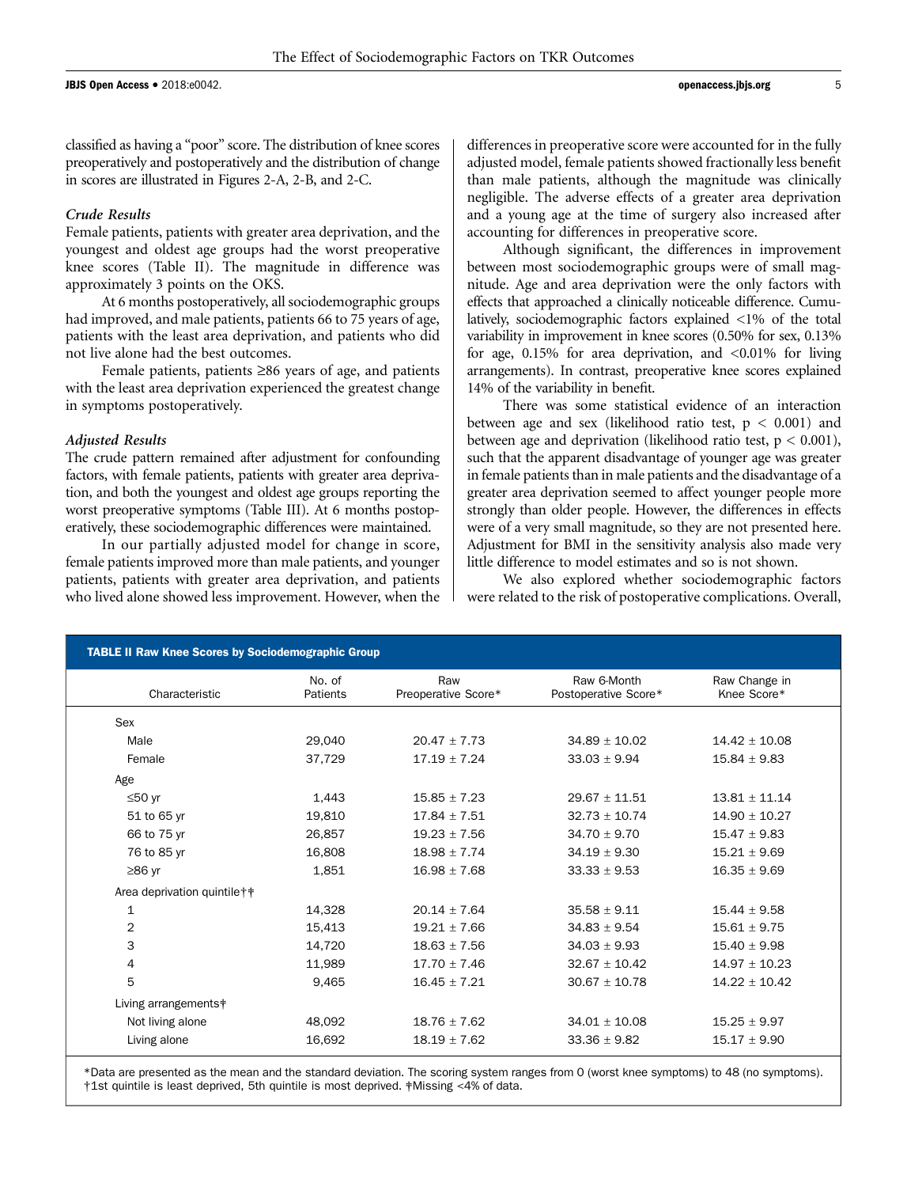classified as having a "poor" score. The distribution of knee scores preoperatively and postoperatively and the distribution of change in scores are illustrated in Figures 2-A, 2-B, and 2-C.

### *Crude Results*

Female patients, patients with greater area deprivation, and the youngest and oldest age groups had the worst preoperative knee scores (Table II). The magnitude in difference was approximately 3 points on the OKS.

At 6 months postoperatively, all sociodemographic groups had improved, and male patients, patients 66 to 75 years of age, patients with the least area deprivation, and patients who did not live alone had the best outcomes.

Female patients, patients ≥86 years of age, and patients with the least area deprivation experienced the greatest change in symptoms postoperatively.

### *Adjusted Results*

The crude pattern remained after adjustment for confounding factors, with female patients, patients with greater area deprivation, and both the youngest and oldest age groups reporting the worst preoperative symptoms (Table III). At 6 months postoperatively, these sociodemographic differences were maintained.

In our partially adjusted model for change in score, female patients improved more than male patients, and younger patients, patients with greater area deprivation, and patients who lived alone showed less improvement. However, when the differences in preoperative score were accounted for in the fully adjusted model, female patients showed fractionally less benefit than male patients, although the magnitude was clinically negligible. The adverse effects of a greater area deprivation and a young age at the time of surgery also increased after accounting for differences in preoperative score.

Although significant, the differences in improvement between most sociodemographic groups were of small magnitude. Age and area deprivation were the only factors with effects that approached a clinically noticeable difference. Cumulatively, sociodemographic factors explained <1% of the total variability in improvement in knee scores (0.50% for sex, 0.13% for age, 0.15% for area deprivation, and <0.01% for living arrangements). In contrast, preoperative knee scores explained 14% of the variability in benefit.

There was some statistical evidence of an interaction between age and sex (likelihood ratio test, $p < 0.001$) and between age and deprivation (likelihood ratio test, $p < 0.001$), such that the apparent disadvantage of younger age was greater in female patients than in male patients and the disadvantage of a greater area deprivation seemed to affect younger people more strongly than older people. However, the differences in effects were of a very small magnitude, so they are not presented here. Adjustment for BMI in the sensitivity analysis also made very little difference to model estimates and so is not shown.

We also explored whether sociodemographic factors were related to the risk of postoperative complications. Overall,

**TABLE II Raw Knee Scores by Sociodemographic Group**

| Characteristic | No. of Patients | Raw Preoperative Score* | Raw 6-Month Postoperative Score* | Raw Change in Knee Score* |
|---|---|---|---|---|
| Sex | | | | |
| Male | 29,040 | 20.47 ± 7.73 | 34.89 ± 10.02 | 14.42 ± 10.08 |
| Female | 37,729 | 17.19 ± 7.24 | 33.03 ± 9.94 | 15.84 ± 9.83 |
| Age | | | | |
| ≤50 yr | 1,443 | 15.85 ± 7.23 | 29.67 ± 11.51 | 13.81 ± 11.14 |
| 51 to 65 yr | 19,810 | 17.84 ± 7.51 | 32.73 ± 10.74 | 14.90 ± 10.27 |
| 66 to 75 yr | 26,857 | 19.23 ± 7.56 | 34.70 ± 9.70 | 15.47 ± 9.83 |
| 76 to 85 yr | 16,808 | 18.98 ± 7.74 | 34.19 ± 9.30 | 15.21 ± 9.69 |
| ≥86 yr | 1,851 | 16.98 ± 7.68 | 33.33 ± 9.53 | 16.35 ± 9.69 |
| Area deprivation quintile†‡ | | | | |
| 1 | 14,328 | 20.14 ± 7.64 | 35.58 ± 9.11 | 15.44 ± 9.58 |
| 2 | 15,413 | 19.21 ± 7.66 | 34.83 ± 9.54 | 15.61 ± 9.75 |
| 3 | 14,720 | 18.63 ± 7.56 | 34.03 ± 9.93 | 15.40 ± 9.98 |
| 4 | 11,989 | 17.70 ± 7.46 | 32.67 ± 10.42 | 14.97 ± 10.23 |
| 5 | 9,465 | 16.45 ± 7.21 | 30.67 ± 10.78 | 14.22 ± 10.42 |
| Living arrangements‡ | | | | |
| Not living alone | 48,092 | 18.76 ± 7.62 | 34.01 ± 10.08 | 15.25 ± 9.97 |
| Living alone | 16,692 | 18.19 ± 7.62 | 33.36 ± 9.82 | 15.17 ± 9.90 |

*Data are presented as the mean and the standard deviation. The scoring system ranges from 0 (worst knee symptoms) to 48 (no symptoms). †1st quintile is least deprived, 5th quintile is most deprived. ‡Missing <4% of data.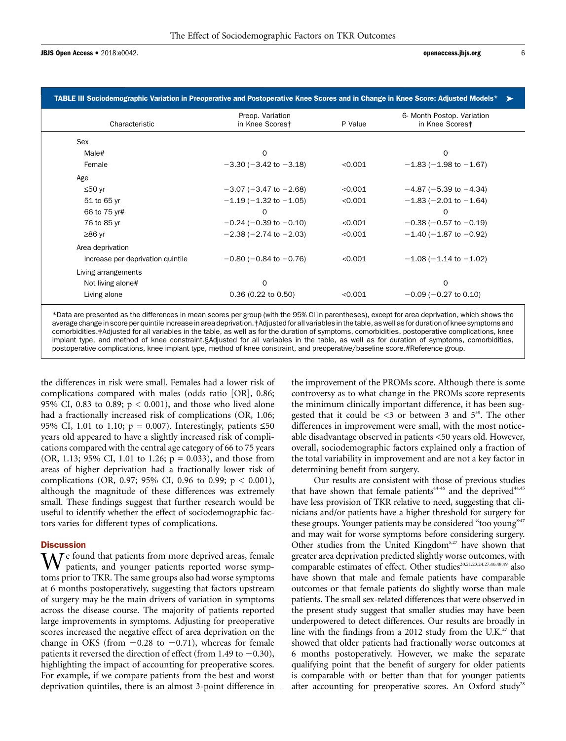TABLE III Sociodemographic Variation in Preoperative and Postoperative Knee Scores and in Change in Knee Score: Adjusted Models*

| Characteristic | Preop. Variation in Knee Scores† | P Value | 6- Month Postop. Variation in Knee Scores‡ |
|---|---|---|---|
| Sex | | | |
| Male# | 0 | | 0 |
| Female | −3.30 (−3.42 to −3.18) | <0.001 | −1.83 (−1.98 to −1.67) |
| Age | | | |
| ≤50 yr | −3.07 (−3.47 to −2.68) | <0.001 | −4.87 (−5.39 to −4.34) |
| 51 to 65 yr | −1.19 (−1.32 to −1.05) | <0.001 | −1.83 (−2.01 to −1.64) |
| 66 to 75 yr# | 0 | | 0 |
| 76 to 85 yr | −0.24 (−0.39 to −0.10) | <0.001 | −0.38 (−0.57 to −0.19) |
| ≥86 yr | −2.38 (−2.74 to −2.03) | <0.001 | −1.40 (−1.87 to −0.92) |
| Area deprivation | | | |
| Increase per deprivation quintile | −0.80 (−0.84 to −0.76) | <0.001 | −1.08 (−1.14 to −1.02) |
| Living arrangements | | | |
| Not living alone# | 0 | | 0 |
| Living alone | 0.36 (0.22 to 0.50) | <0.001 | −0.09 (−0.27 to 0.10) |

*Data are presented as the differences in mean scores per group (with the 95% CI in parentheses), except for area deprivation, which shows the average change in score per quintile increase in area deprivation.†Adjusted for all variables in the table, as well as for duration of knee symptoms and comorbidities.‡Adjusted for all variables in the table, as well as for the duration of symptoms, comorbidities, postoperative complications, knee implant type, and method of knee constraint.§Adjusted for all variables in the table, as well as for duration of symptoms, comorbidities, postoperative complications, knee implant type, method of knee constraint, and preoperative/baseline score.#Reference group.

the differences in risk were small. Females had a lower risk of complications compared with males (odds ratio [OR], 0.86; 95% CI, 0.83 to 0.89; $p < 0.001$), and those who lived alone had a fractionally increased risk of complications (OR, 1.06; 95% CI, 1.01 to 1.10; $p = 0.007$). Interestingly, patients ≤50 years old appeared to have a slightly increased risk of complications compared with the central age category of 66 to 75 years (OR, 1.13; 95% CI, 1.01 to 1.26; $p = 0.033$), and those from areas of higher deprivation had a fractionally lower risk of complications (OR, 0.97; 95% CI, 0.96 to 0.99; $p < 0.001$), although the magnitude of these differences was extremely small. These findings suggest that further research would be useful to identify whether the effect of sociodemographic factors varies for different types of complications.

## Discussion

We found that patients from more deprived areas, female patients, and younger patients reported worse symptoms prior to TKR. The same groups also had worse symptoms at 6 months postoperatively, suggesting that factors upstream of surgery may be the main drivers of variation in symptoms across the disease course. The majority of patients reported large improvements in symptoms. Adjusting for preoperative scores increased the negative effect of area deprivation on the change in OKS (from −0.28 to −0.71), whereas for female patients it reversed the direction of effect (from 1.49 to −0.30), highlighting the impact of accounting for preoperative scores. For example, if we compare patients from the best and worst deprivation quintiles, there is an almost 3-point difference in the improvement of the PROMs score. Although there is some controversy as to what change in the PROMs score represents the minimum clinically important difference, it has been suggested that it could be <3 or between 3 and 5[39]. The other differences in improvement were small, with the most noticeable disadvantage observed in patients <50 years old. However, overall, sociodemographic factors explained only a fraction of the total variability in improvement and are not a key factor in determining benefit from surgery.

Our results are consistent with those of previous studies that have shown that female patients[44-46] and the deprived[44,45] have less provision of TKR relative to need, suggesting that clinicians and/or patients have a higher threshold for surgery for these groups. Younger patients may be considered "too young"[47] and may wait for worse symptoms before considering surgery. Other studies from the United Kingdom[5,27] have shown that greater area deprivation predicted slightly worse outcomes, with comparable estimates of effect. Other studies[20,21,23,24,27,46,48,49] also have shown that male and female patients have comparable outcomes or that female patients do slightly worse than male patients. The small sex-related differences that were observed in the present study suggest that smaller studies may have been underpowered to detect differences. Our results are broadly in line with the findings from a 2012 study from the U.K.[27] that showed that older patients had fractionally worse outcomes at 6 months postoperatively. However, we make the separate qualifying point that the benefit of surgery for older patients is comparable with or better than that for younger patients after accounting for preoperative scores. An Oxford study[28]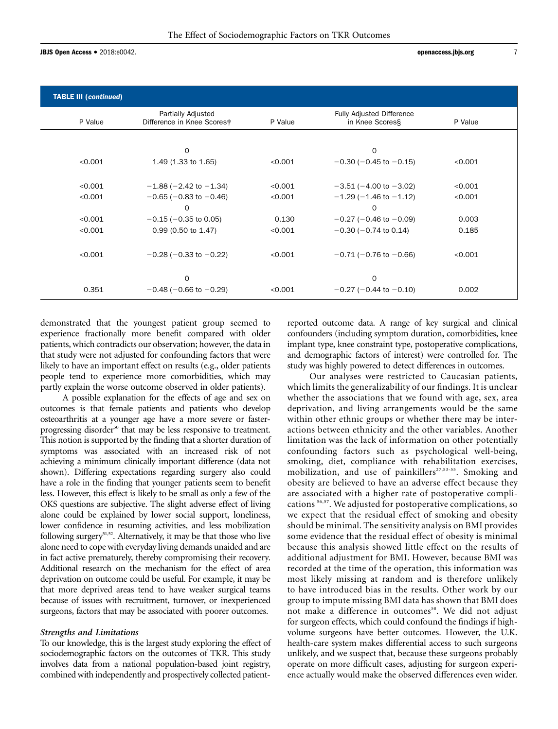**TABLE III (*continued*)**

| P Value | Partially Adjusted Difference in Knee Scores† | P Value | Fully Adjusted Difference in Knee Scores§ | P Value |
|---|---|---|---|---|
| | | | | |
| | 0 | | 0 | |
| <0.001 | 1.49 (1.33 to 1.65) | <0.001 | −0.30 (−0.45 to −0.15) | <0.001 |
| | | | | |
| <0.001 | −1.88 (−2.42 to −1.34) | <0.001 | −3.51 (−4.00 to −3.02) | <0.001 |
| <0.001 | −0.65 (−0.83 to −0.46) | <0.001 | −1.29 (−1.46 to −1.12) | <0.001 |
| | 0 | | 0 | |
| <0.001 | −0.15 (−0.35 to 0.05) | 0.130 | −0.27 (−0.46 to −0.09) | 0.003 |
| <0.001 | 0.99 (0.50 to 1.47) | <0.001 | −0.30 (−0.74 to 0.14) | 0.185 |
| | | | | |
| <0.001 | −0.28 (−0.33 to −0.22) | <0.001 | −0.71 (−0.76 to −0.66) | <0.001 |
| | | | | |
| | 0 | | 0 | |
| 0.351 | −0.48 (−0.66 to −0.29) | <0.001 | −0.27 (−0.44 to −0.10) | 0.002 |

demonstrated that the youngest patient group seemed to experience fractionally more benefit compared with older patients, which contradicts our observation; however, the data in that study were not adjusted for confounding factors that were likely to have an important effect on results (e.g., older patients people tend to experience more comorbidities, which may partly explain the worse outcome observed in older patients).

A possible explanation for the effects of age and sex on outcomes is that female patients and patients who develop osteoarthritis at a younger age have a more severe or faster-progressing disorder[50] that may be less responsive to treatment. This notion is supported by the finding that a shorter duration of symptoms was associated with an increased risk of not achieving a minimum clinically important difference (data not shown). Differing expectations regarding surgery also could have a role in the finding that younger patients seem to benefit less. However, this effect is likely to be small as only a few of the OKS questions are subjective. The slight adverse effect of living alone could be explained by lower social support, loneliness, lower confidence in resuming activities, and less mobilization following surgery[51,52]. Alternatively, it may be that those who live alone need to cope with everyday living demands unaided and are in fact active prematurely, thereby compromising their recovery. Additional research on the mechanism for the effect of area deprivation on outcome could be useful. For example, it may be that more deprived areas tend to have weaker surgical teams because of issues with recruitment, turnover, or inexperienced surgeons, factors that may be associated with poorer outcomes.

### *Strengths and Limitations*

To our knowledge, this is the largest study exploring the effect of sociodemographic factors on the outcomes of TKR. This study involves data from a national population-based joint registry, combined with independently and prospectively collected patient-reported outcome data. A range of key surgical and clinical confounders (including symptom duration, comorbidities, knee implant type, knee constraint type, postoperative complications, and demographic factors of interest) were controlled for. The study was highly powered to detect differences in outcomes.

Our analyses were restricted to Caucasian patients, which limits the generalizability of our findings. It is unclear whether the associations that we found with age, sex, area deprivation, and living arrangements would be the same within other ethnic groups or whether there may be interactions between ethnicity and the other variables. Another limitation was the lack of information on other potentially confounding factors such as psychological well-being, smoking, diet, compliance with rehabilitation exercises, mobilization, and use of painkillers[27,53-55]. Smoking and obesity are believed to have an adverse effect because they are associated with a higher rate of postoperative complications [56,57]. We adjusted for postoperative complications, so we expect that the residual effect of smoking and obesity should be minimal. The sensitivity analysis on BMI provides some evidence that the residual effect of obesity is minimal because this analysis showed little effect on the results of additional adjustment for BMI. However, because BMI was recorded at the time of the operation, this information was most likely missing at random and is therefore unlikely to have introduced bias in the results. Other work by our group to impute missing BMI data has shown that BMI does not make a difference in outcomes[58]. We did not adjust for surgeon effects, which could confound the findings if high-volume surgeons have better outcomes. However, the U.K. health-care system makes differential access to such surgeons unlikely, and we suspect that, because these surgeons probably operate on more difficult cases, adjusting for surgeon experience actually would make the observed differences even wider.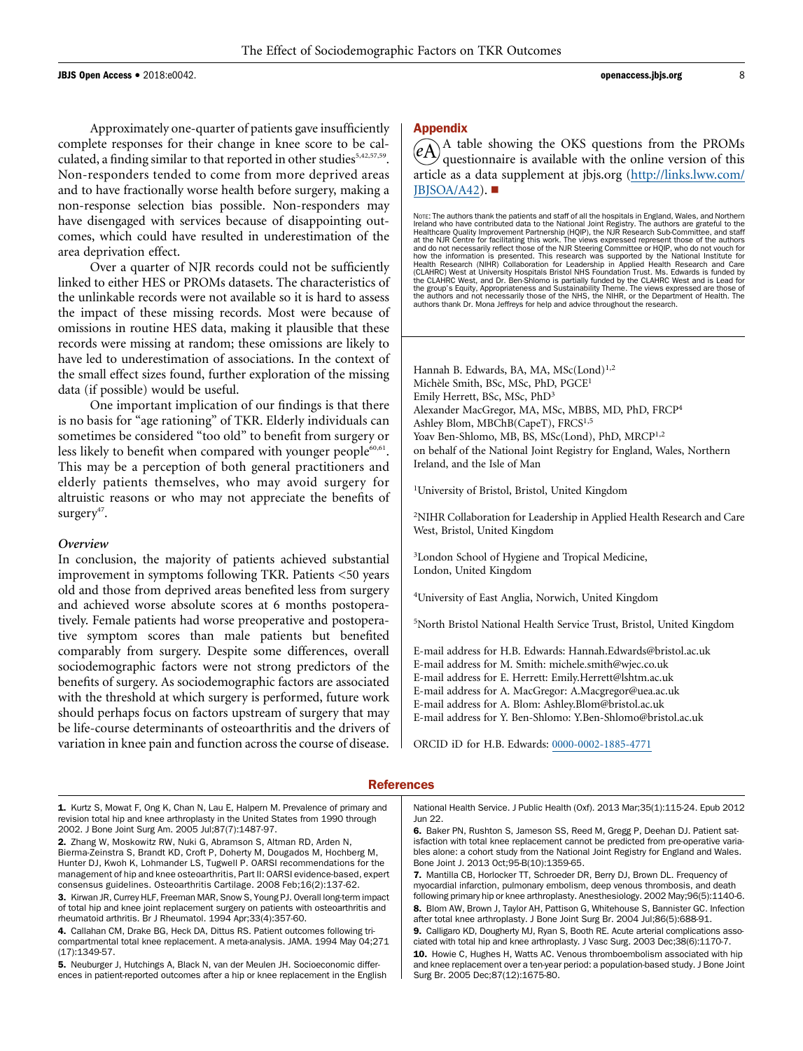Approximately one-quarter of patients gave insufficiently complete responses for their change in knee score to be calculated, a finding similar to that reported in other studies[5,42,57,59]. Non-responders tended to come from more deprived areas and to have fractionally worse health before surgery, making a non-response selection bias possible. Non-responders may have disengaged with services because of disappointing outcomes, which could have resulted in underestimation of the area deprivation effect.

Over a quarter of NJR records could not be sufficiently linked to either HES or PROMs datasets. The characteristics of the unlinkable records were not available so it is hard to assess the impact of these missing records. Most were because of omissions in routine HES data, making it plausible that these records were missing at random; these omissions are likely to have led to underestimation of associations. In the context of the small effect sizes found, further exploration of the missing data (if possible) would be useful.

One important implication of our findings is that there is no basis for "age rationing" of TKR. Elderly individuals can sometimes be considered "too old" to benefit from surgery or less likely to benefit when compared with younger people[60,61]. This may be a perception of both general practitioners and elderly patients themselves, who may avoid surgery for altruistic reasons or who may not appreciate the benefits of surgery[47].

### *Overview*

In conclusion, the majority of patients achieved substantial improvement in symptoms following TKR. Patients <50 years old and those from deprived areas benefited less from surgery and achieved worse absolute scores at 6 months postoperatively. Female patients had worse preoperative and postoperative symptom scores than male patients but benefited comparably from surgery. Despite some differences, overall sociodemographic factors were not strong predictors of the benefits of surgery. As sociodemographic factors are associated with the threshold at which surgery is performed, future work should perhaps focus on factors upstream of surgery that may be life-course determinants of osteoarthritis and the drivers of variation in knee pain and function across the course of disease.

## Appendix

eA A table showing the OKS questions from the PROMs questionnaire is available with the online version of this article as a data supplement at jbjs.org (http://links.lww.com/JBJSOA/A42). ■

NOTE: The authors thank the patients and staff of all the hospitals in England, Wales, and Northern Ireland who have contributed data to the National Joint Registry. The authors are grateful to the Healthcare Quality Improvement Partnership (HQIP), the NJR Research Sub-Committee, and staff at the NJR Centre for facilitating this work. The views expressed represent those of the authors and do not necessarily reflect those of the NJR Steering Committee or HQIP, who do not vouch for how the information is presented. This research was supported by the National Institute for Health Research (NIHR) Collaboration for Leadership in Applied Health Research and Care (CLAHRC) West at University Hospitals Bristol NHS Foundation Trust. Ms. Edwards is funded by the CLAHRC West, and Dr. Ben-Shlomo is partially funded by the CLAHRC West and is Lead for the group's Equity, Appropriateness and Sustainability Theme. The views expressed are those of the authors and not necessarily those of the NHS, the NIHR, or the Department of Health. The authors thank Dr. Mona Jeffreys for help and advice throughout the research.

Hannah B. Edwards, BA, MA, MSc(Lond)[1,2]
Michèle Smith, BSc, MSc, PhD, PGCE[1]
Emily Herrett, BSc, MSc, PhD[3]
Alexander MacGregor, MA, MSc, MBBS, MD, PhD, FRCP[4]
Ashley Blom, MBChB(CapeT), FRCS[1,5]
Yoav Ben-Shlomo, MB, BS, MSc(Lond), PhD, MRCP[1,2]
on behalf of the National Joint Registry for England, Wales, Northern Ireland, and the Isle of Man

[1]University of Bristol, Bristol, United Kingdom

[2]NIHR Collaboration for Leadership in Applied Health Research and Care West, Bristol, United Kingdom

[3]London School of Hygiene and Tropical Medicine, London, United Kingdom

[4]University of East Anglia, Norwich, United Kingdom

[5]North Bristol National Health Service Trust, Bristol, United Kingdom

E-mail address for H.B. Edwards: Hannah.Edwards@bristol.ac.uk
E-mail address for M. Smith: michele.smith@wjec.co.uk
E-mail address for E. Herrett: Emily.Herrett@lshtm.ac.uk
E-mail address for A. MacGregor: A.Macgregor@uea.ac.uk
E-mail address for A. Blom: Ashley.Blom@bristol.ac.uk
E-mail address for Y. Ben-Shlomo: Y.Ben-Shlomo@bristol.ac.uk

ORCID iD for H.B. Edwards: 0000-0002-1885-4771

## References

1. Kurtz S, Mowat F, Ong K, Chan N, Lau E, Halpern M. Prevalence of primary and revision total hip and knee arthroplasty in the United States from 1990 through 2002. J Bone Joint Surg Am. 2005 Jul;87(7):1487-97.
2. Zhang W, Moskowitz RW, Nuki G, Abramson S, Altman RD, Arden N, Bierma-Zeinstra S, Brandt KD, Croft P, Doherty M, Dougados M, Hochberg M, Hunter DJ, Kwoh K, Lohmander LS, Tugwell P. OARSI recommendations for the management of hip and knee osteoarthritis, Part II: OARSI evidence-based, expert consensus guidelines. Osteoarthritis Cartilage. 2008 Feb;16(2):137-62.
3. Kirwan JR, Currey HLF, Freeman MAR, Snow S, Young PJ. Overall long-term impact of total hip and knee joint replacement surgery on patients with osteoarthritis and rheumatoid arthritis. Br J Rheumatol. 1994 Apr;33(4):357-60.
4. Callahan CM, Drake BG, Heck DA, Dittus RS. Patient outcomes following tricompartmental total knee replacement. A meta-analysis. JAMA. 1994 May 04;271(17):1349-57.
5. Neuburger J, Hutchings A, Black N, van der Meulen JH. Socioeconomic differences in patient-reported outcomes after a hip or knee replacement in the English National Health Service. J Public Health (Oxf). 2013 Mar;35(1):115-24. Epub 2012 Jun 22.
6. Baker PN, Rushton S, Jameson SS, Reed M, Gregg P, Deehan DJ. Patient satisfaction with total knee replacement cannot be predicted from pre-operative variables alone: a cohort study from the National Joint Registry for England and Wales. Bone Joint J. 2013 Oct;95-B(10):1359-65.
7. Mantilla CB, Horlocker TT, Schroeder DR, Berry DJ, Brown DL. Frequency of myocardial infarction, pulmonary embolism, deep venous thrombosis, and death following primary hip or knee arthroplasty. Anesthesiology. 2002 May;96(5):1140-6.
8. Blom AW, Brown J, Taylor AH, Pattison G, Whitehouse S, Bannister GC. Infection after total knee arthroplasty. J Bone Joint Surg Br. 2004 Jul;86(5):688-91.
9. Calligaro KD, Dougherty MJ, Ryan S, Booth RE. Acute arterial complications associated with total hip and knee arthroplasty. J Vasc Surg. 2003 Dec;38(6):1170-7.
10. Howie C, Hughes H, Watts AC. Venous thromboembolism associated with hip and knee replacement over a ten-year period: a population-based study. J Bone Joint Surg Br. 2005 Dec;87(12):1675-80.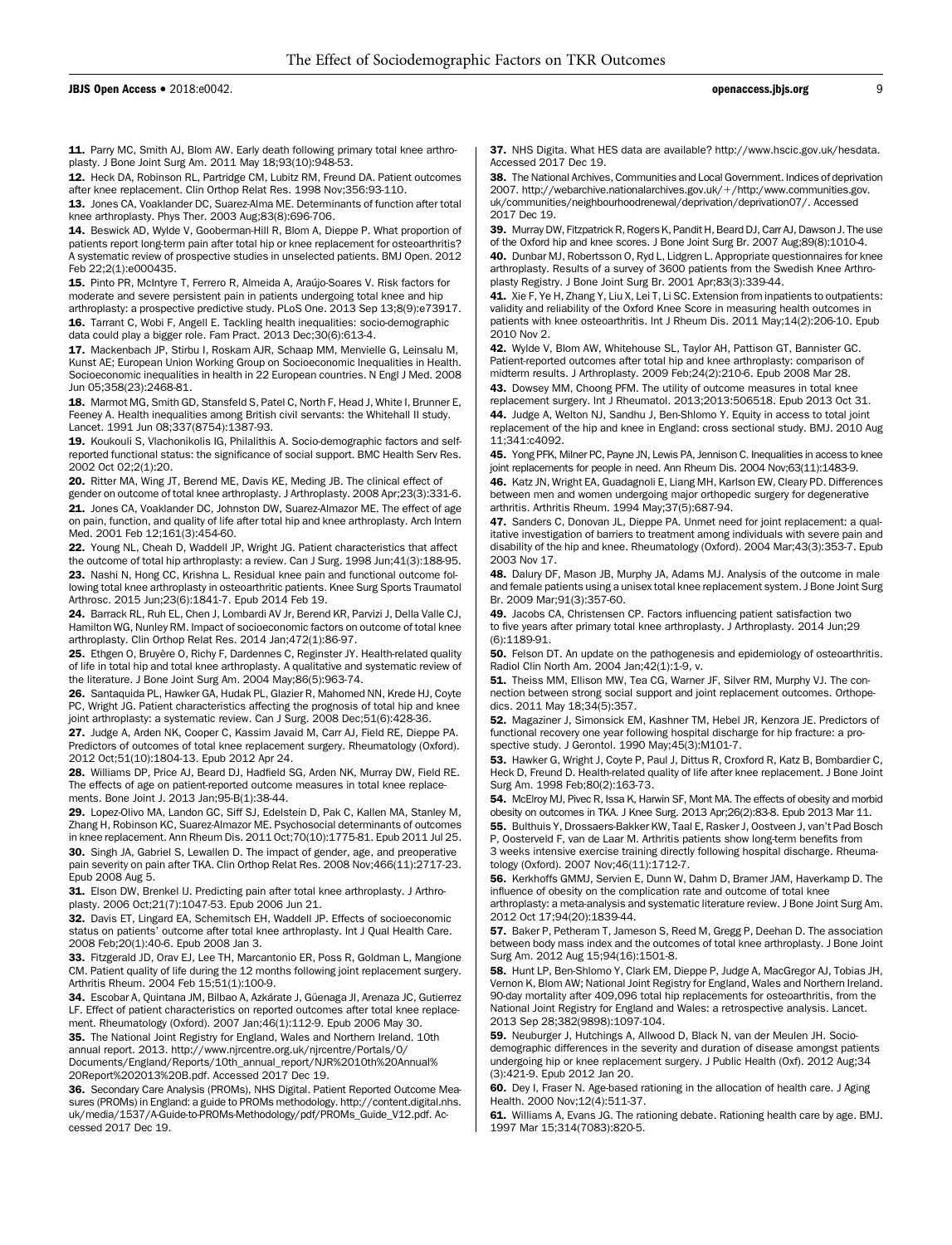11. Parry MC, Smith AJ, Blom AW. Early death following primary total knee arthroplasty. J Bone Joint Surg Am. 2011 May 18;93(10):948-53.

12. Heck DA, Robinson RL, Partridge CM, Lubitz RM, Freund DA. Patient outcomes after knee replacement. Clin Orthop Relat Res. 1998 Nov;356:93-110.

13. Jones CA, Voaklander DC, Suarez-Alma ME. Determinants of function after total knee arthroplasty. Phys Ther. 2003 Aug;83(8):696-706.

14. Beswick AD, Wylde V, Gooberman-Hill R, Blom A, Dieppe P. What proportion of patients report long-term pain after total hip or knee replacement for osteoarthritis? A systematic review of prospective studies in unselected patients. BMJ Open. 2012 Feb 22;2(1):e000435.

15. Pinto PR, McIntyre T, Ferrero R, Almeida A, Araújo-Soares V. Risk factors for moderate and severe persistent pain in patients undergoing total knee and hip arthroplasty: a prospective predictive study. PLoS One. 2013 Sep 13;8(9):e73917.

16. Tarrant C, Wobi F, Angell E. Tackling health inequalities: socio-demographic data could play a bigger role. Fam Pract. 2013 Dec;30(6):613-4.

17. Mackenbach JP, Stirbu I, Roskam AJR, Schaap MM, Menvielle G, Leinsalu M, Kunst AE; European Union Working Group on Socioeconomic Inequalities in Health. Socioeconomic inequalities in health in 22 European countries. N Engl J Med. 2008 Jun 05;358(23):2468-81.

18. Marmot MG, Smith GD, Stansfeld S, Patel C, North F, Head J, White I, Brunner E, Feeney A. Health inequalities among British civil servants: the Whitehall II study. Lancet. 1991 Jun 08;337(8754):1387-93.

19. Koukouli S, Vlachonikolis IG, Philalithis A. Socio-demographic factors and self-reported functional status: the significance of social support. BMC Health Serv Res. 2002 Oct 02;2(1):20.

20. Ritter MA, Wing JT, Berend ME, Davis KE, Meding JB. The clinical effect of gender on outcome of total knee arthroplasty. J Arthroplasty. 2008 Apr;23(3):331-6.

21. Jones CA, Voaklander DC, Johnston DW, Suarez-Almazor ME. The effect of age on pain, function, and quality of life after total hip and knee arthroplasty. Arch Intern Med. 2001 Feb 12;161(3):454-60.

22. Young NL, Cheah D, Waddell JP, Wright JG. Patient characteristics that affect the outcome of total hip arthroplasty: a review. Can J Surg. 1998 Jun;41(3):188-95.

23. Nashi N, Hong CC, Krishna L. Residual knee pain and functional outcome following total knee arthroplasty in osteoarthritic patients. Knee Surg Sports Traumatol Arthrosc. 2015 Jun;23(6):1841-7. Epub 2014 Feb 19.

24. Barrack RL, Ruh EL, Chen J, Lombardi AV Jr, Berend KR, Parvizi J, Della Valle CJ, Hamilton WG, Nunley RM. Impact of socioeconomic factors on outcome of total knee arthroplasty. Clin Orthop Relat Res. 2014 Jan;472(1):86-97.

25. Ethgen O, Bruyère O, Richy F, Dardennes C, Reginster JY. Health-related quality of life in total hip and total knee arthroplasty. A qualitative and systematic review of the literature. J Bone Joint Surg Am. 2004 May;86(5):963-74.

26. Santaguida PL, Hawker GA, Hudak PL, Glazier R, Mahomed NN, Kreder HJ, Coyte PC, Wright JG. Patient characteristics affecting the prognosis of total hip and knee joint arthroplasty: a systematic review. Can J Surg. 2008 Dec;51(6):428-36.

27. Judge A, Arden NK, Cooper C, Kassim Javaid M, Carr AJ, Field RE, Dieppe PA. Predictors of outcomes of total knee replacement surgery. Rheumatology (Oxford). 2012 Oct;51(10):1804-13. Epub 2012 Apr 24.

28. Williams DP, Price AJ, Beard DJ, Hadfield SG, Arden NK, Murray DW, Field RE. The effects of age on patient-reported outcome measures in total knee replacements. Bone Joint J. 2013 Jan;95-B(1):38-44.

29. Lopez-Olivo MA, Landon GC, Siff SJ, Edelstein D, Pak C, Kallen MA, Stanley M, Zhang H, Robinson KC, Suarez-Almazor ME. Psychosocial determinants of outcomes in knee replacement. Ann Rheum Dis. 2011 Oct;70(10):1775-81. Epub 2011 Jul 25.

30. Singh JA, Gabriel S, Lewallen D. The impact of gender, age, and preoperative pain severity on pain after TKA. Clin Orthop Relat Res. 2008 Nov;466(11):2717-23. Epub 2008 Aug 5.

31. Elson DW, Brenkel IJ. Predicting pain after total knee arthroplasty. J Arthroplasty. 2006 Oct;21(7):1047-53. Epub 2006 Jun 21.

32. Davis ET, Lingard EA, Schemitsch EH, Waddell JP. Effects of socioeconomic status on patients' outcome after total knee arthroplasty. Int J Qual Health Care. 2008 Feb;20(1):40-6. Epub 2008 Jan 3.

33. Fitzgerald JD, Orav EJ, Lee TH, Marcantonio ER, Poss R, Goldman L, Mangione CM. Patient quality of life during the 12 months following joint replacement surgery. Arthritis Rheum. 2004 Feb 15;51(1):100-9.

34. Escobar A, Quintana JM, Bilbao A, Azkárate J, Güenaga JI, Arenaza JC, Gutierrez LF. Effect of patient characteristics on reported outcomes after total knee replacement. Rheumatology (Oxford). 2007 Jan;46(1):112-9. Epub 2006 May 30.

35. The National Joint Registry for England, Wales and Northern Ireland. 10th annual report. 2013. http://www.njrcentre.org.uk/njrcentre/Portals/0/Documents/England/Reports/10th_annual_report/NJR%2010th%20Annual%20Report%202013%20B.pdf. Accessed 2017 Dec 19.

36. Secondary Care Analysis (PROMs), NHS Digital. Patient Reported Outcome Measures (PROMs) in England: a guide to PROMs methodology. http://content.digital.nhs.uk/media/1537/A-Guide-to-PROMs-Methodology/pdf/PROMs_Guide_V12.pdf. Accessed 2017 Dec 19.

37. NHS Digita. What HES data are available? http://www.hscic.gov.uk/hesdata. Accessed 2017 Dec 19.

38. The National Archives, Communities and Local Government. Indices of deprivation 2007. http://webarchive.nationalarchives.gov.uk/+/http:/www.communities.gov.uk/communities/neighbourhoodrenewal/deprivation/deprivation07/. Accessed 2017 Dec 19.

39. Murray DW, Fitzpatrick R, Rogers K, Pandit H, Beard DJ, Carr AJ, Dawson J. The use of the Oxford hip and knee scores. J Bone Joint Surg Br. 2007 Aug;89(8):1010-4.

40. Dunbar MJ, Robertsson O, Ryd L, Lidgren L. Appropriate questionnaires for knee arthroplasty. Results of a survey of 3600 patients from the Swedish Knee Arthroplasty Registry. J Bone Joint Surg Br. 2001 Apr;83(3):339-44.

41. Xie F, Ye H, Zhang Y, Liu X, Lei T, Li SC. Extension from inpatients to outpatients: validity and reliability of the Oxford Knee Score in measuring health outcomes in patients with knee osteoarthritis. Int J Rheum Dis. 2011 May;14(2):206-10. Epub 2010 Nov 2.

42. Wylde V, Blom AW, Whitehouse SL, Taylor AH, Pattison GT, Bannister GC. Patient-reported outcomes after total hip and knee arthroplasty: comparison of midterm results. J Arthroplasty. 2009 Feb;24(2):210-6. Epub 2008 Mar 28.

43. Dowsey MM, Choong PFM. The utility of outcome measures in total knee replacement surgery. Int J Rheumatol. 2013;2013:506518. Epub 2013 Oct 31.

44. Judge A, Welton NJ, Sandhu J, Ben-Shlomo Y. Equity in access to total joint replacement of the hip and knee in England: cross sectional study. BMJ. 2010 Aug 11;341:c4092.

45. Yong PFK, Milner PC, Payne JN, Lewis PA, Jennison C. Inequalities in access to knee joint replacements for people in need. Ann Rheum Dis. 2004 Nov;63(11):1483-9.

46. Katz JN, Wright EA, Guadagnoli E, Liang MH, Karlson EW, Cleary PD. Differences between men and women undergoing major orthopedic surgery for degenerative arthritis. Arthritis Rheum. 1994 May;37(5):687-94.

47. Sanders C, Donovan JL, Dieppe PA. Unmet need for joint replacement: a qualitative investigation of barriers to treatment among individuals with severe pain and disability of the hip and knee. Rheumatology (Oxford). 2004 Mar;43(3):353-7. Epub 2003 Nov 17.

48. Dalury DF, Mason JB, Murphy JA, Adams MJ. Analysis of the outcome in male and female patients using a unisex total knee replacement system. J Bone Joint Surg Br. 2009 Mar;91(3):357-60.

49. Jacobs CA, Christensen CP. Factors influencing patient satisfaction two to five years after primary total knee arthroplasty. J Arthroplasty. 2014 Jun;29(6):1189-91.

50. Felson DT. An update on the pathogenesis and epidemiology of osteoarthritis. Radiol Clin North Am. 2004 Jan;42(1):1-9, v.

51. Theiss MM, Ellison MW, Tea CG, Warner JF, Silver RM, Murphy VJ. The connection between strong social support and joint replacement outcomes. Orthopedics. 2011 May 18;34(5):357.

52. Magaziner J, Simonsick EM, Kashner TM, Hebel JR, Kenzora JE. Predictors of functional recovery one year following hospital discharge for hip fracture: a prospective study. J Gerontol. 1990 May;45(3):M101-7.

53. Hawker G, Wright J, Coyte P, Paul J, Dittus R, Croxford R, Katz B, Bombardier C, Heck D, Freund D. Health-related quality of life after knee replacement. J Bone Joint Surg Am. 1998 Feb;80(2):163-73.

54. McElroy MJ, Pivec R, Issa K, Harwin SF, Mont MA. The effects of obesity and morbid obesity on outcomes in TKA. J Knee Surg. 2013 Apr;26(2):83-8. Epub 2013 Mar 11.

55. Bulthuis Y, Drossaers-Bakker KW, Taal E, Rasker J, Oostveen J, van't Pad Bosch P, Oosterveld F, van de Laar M. Arthritis patients show long-term benefits from 3 weeks intensive exercise training directly following hospital discharge. Rheumatology (Oxford). 2007 Nov;46(11):1712-7.

56. Kerkhoffs GMMJ, Servien E, Dunn W, Dahm D, Bramer JAM, Haverkamp D. The influence of obesity on the complication rate and outcome of total knee arthroplasty: a meta-analysis and systematic literature review. J Bone Joint Surg Am. 2012 Oct 17;94(20):1839-44.

57. Baker P, Petheram T, Jameson S, Reed M, Gregg P, Deehan D. The association between body mass index and the outcomes of total knee arthroplasty. J Bone Joint Surg Am. 2012 Aug 15;94(16):1501-8.

58. Hunt LP, Ben-Shlomo Y, Clark EM, Dieppe P, Judge A, MacGregor AJ, Tobias JH, Vernon K, Blom AW; National Joint Registry for England, Wales and Northern Ireland. 90-day mortality after 409,096 total hip replacements for osteoarthritis, from the National Joint Registry for England and Wales: a retrospective analysis. Lancet. 2013 Sep 28;382(9898):1097-104.

59. Neuburger J, Hutchings A, Allwood D, Black N, van der Meulen JH. Sociodemographic differences in the severity and duration of disease amongst patients undergoing hip or knee replacement surgery. J Public Health (Oxf). 2012 Aug;34(3):421-9. Epub 2012 Jan 20.

60. Dey I, Fraser N. Age-based rationing in the allocation of health care. J Aging Health. 2000 Nov;12(4):511-37.

61. Williams A, Evans JG. The rationing debate. Rationing health care by age. BMJ. 1997 Mar 15;314(7083):820-5.